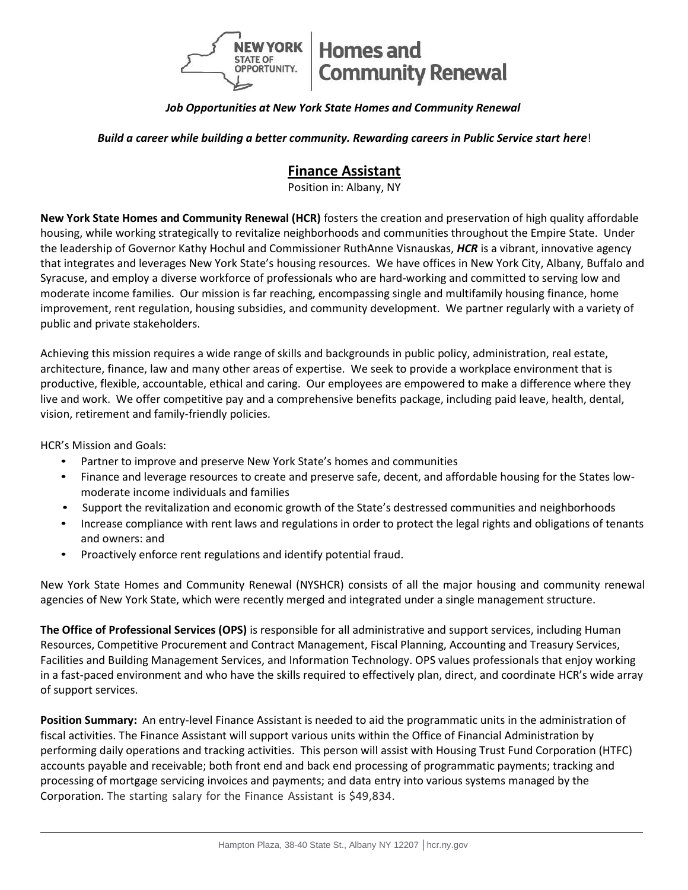# New York State of Opportunity | Homes and Community Renewal

***Job Opportunities at New York State Homes and Community Renewal***

***Build a career while building a better community. Rewarding careers in Public Service start here***!

## Finance Assistant

Position in: Albany, NY

**New York State Homes and Community Renewal (HCR)** fosters the creation and preservation of high quality affordable housing, while working strategically to revitalize neighborhoods and communities throughout the Empire State. Under the leadership of Governor Kathy Hochul and Commissioner RuthAnne Visnauskas, ***HCR*** is a vibrant, innovative agency that integrates and leverages New York State's housing resources. We have offices in New York City, Albany, Buffalo and Syracuse, and employ a diverse workforce of professionals who are hard-working and committed to serving low and moderate income families. Our mission is far reaching, encompassing single and multifamily housing finance, home improvement, rent regulation, housing subsidies, and community development. We partner regularly with a variety of public and private stakeholders.

Achieving this mission requires a wide range of skills and backgrounds in public policy, administration, real estate, architecture, finance, law and many other areas of expertise. We seek to provide a workplace environment that is productive, flexible, accountable, ethical and caring. Our employees are empowered to make a difference where they live and work. We offer competitive pay and a comprehensive benefits package, including paid leave, health, dental, vision, retirement and family-friendly policies.

HCR's Mission and Goals:

- Partner to improve and preserve New York State's homes and communities
- Finance and leverage resources to create and preserve safe, decent, and affordable housing for the States low-moderate income individuals and families
- Support the revitalization and economic growth of the State's destressed communities and neighborhoods
- Increase compliance with rent laws and regulations in order to protect the legal rights and obligations of tenants and owners: and
- Proactively enforce rent regulations and identify potential fraud.

New York State Homes and Community Renewal (NYSHCR) consists of all the major housing and community renewal agencies of New York State, which were recently merged and integrated under a single management structure.

**The Office of Professional Services (OPS)** is responsible for all administrative and support services, including Human Resources, Competitive Procurement and Contract Management, Fiscal Planning, Accounting and Treasury Services, Facilities and Building Management Services, and Information Technology. OPS values professionals that enjoy working in a fast-paced environment and who have the skills required to effectively plan, direct, and coordinate HCR's wide array of support services.

**Position Summary:** An entry-level Finance Assistant is needed to aid the programmatic units in the administration of fiscal activities. The Finance Assistant will support various units within the Office of Financial Administration by performing daily operations and tracking activities. This person will assist with Housing Trust Fund Corporation (HTFC) accounts payable and receivable; both front end and back end processing of programmatic payments; tracking and processing of mortgage servicing invoices and payments; and data entry into various systems managed by the Corporation. The starting salary for the Finance Assistant is $49,834.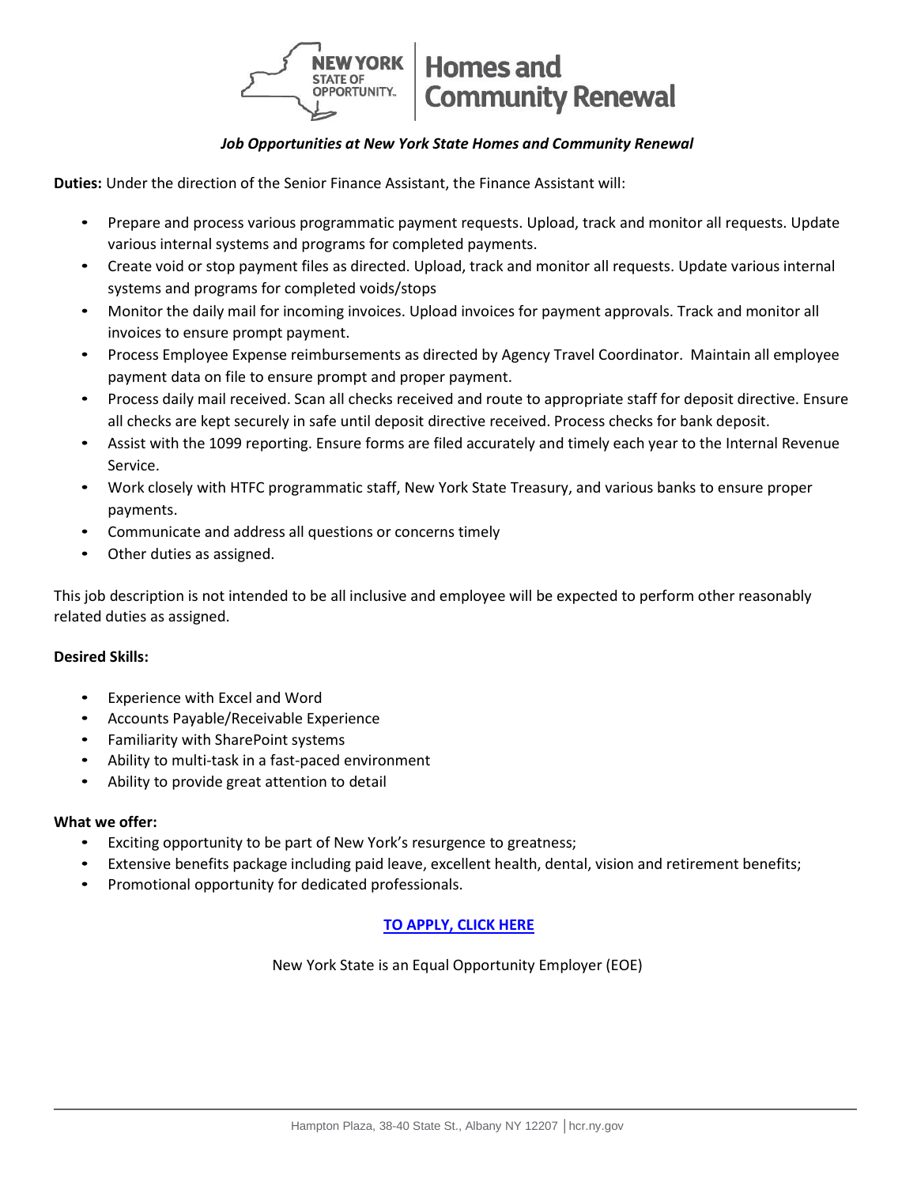NEW YORK STATE OF OPPORTUNITY. | Homes and Community Renewal

***Job Opportunities at New York State Homes and Community Renewal***

**Duties:** Under the direction of the Senior Finance Assistant, the Finance Assistant will:

- Prepare and process various programmatic payment requests. Upload, track and monitor all requests. Update various internal systems and programs for completed payments.
- Create void or stop payment files as directed. Upload, track and monitor all requests. Update various internal systems and programs for completed voids/stops
- Monitor the daily mail for incoming invoices. Upload invoices for payment approvals. Track and monitor all invoices to ensure prompt payment.
- Process Employee Expense reimbursements as directed by Agency Travel Coordinator. Maintain all employee payment data on file to ensure prompt and proper payment.
- Process daily mail received. Scan all checks received and route to appropriate staff for deposit directive. Ensure all checks are kept securely in safe until deposit directive received. Process checks for bank deposit.
- Assist with the 1099 reporting. Ensure forms are filed accurately and timely each year to the Internal Revenue Service.
- Work closely with HTFC programmatic staff, New York State Treasury, and various banks to ensure proper payments.
- Communicate and address all questions or concerns timely
- Other duties as assigned.

This job description is not intended to be all inclusive and employee will be expected to perform other reasonably related duties as assigned.

**Desired Skills:**

- Experience with Excel and Word
- Accounts Payable/Receivable Experience
- Familiarity with SharePoint systems
- Ability to multi-task in a fast-paced environment
- Ability to provide great attention to detail

**What we offer:**

- Exciting opportunity to be part of New York's resurgence to greatness;
- Extensive benefits package including paid leave, excellent health, dental, vision and retirement benefits;
- Promotional opportunity for dedicated professionals.

**TO APPLY, CLICK HERE**

New York State is an Equal Opportunity Employer (EOE)

Hampton Plaza, 38-40 State St., Albany NY 12207 | hcr.ny.gov